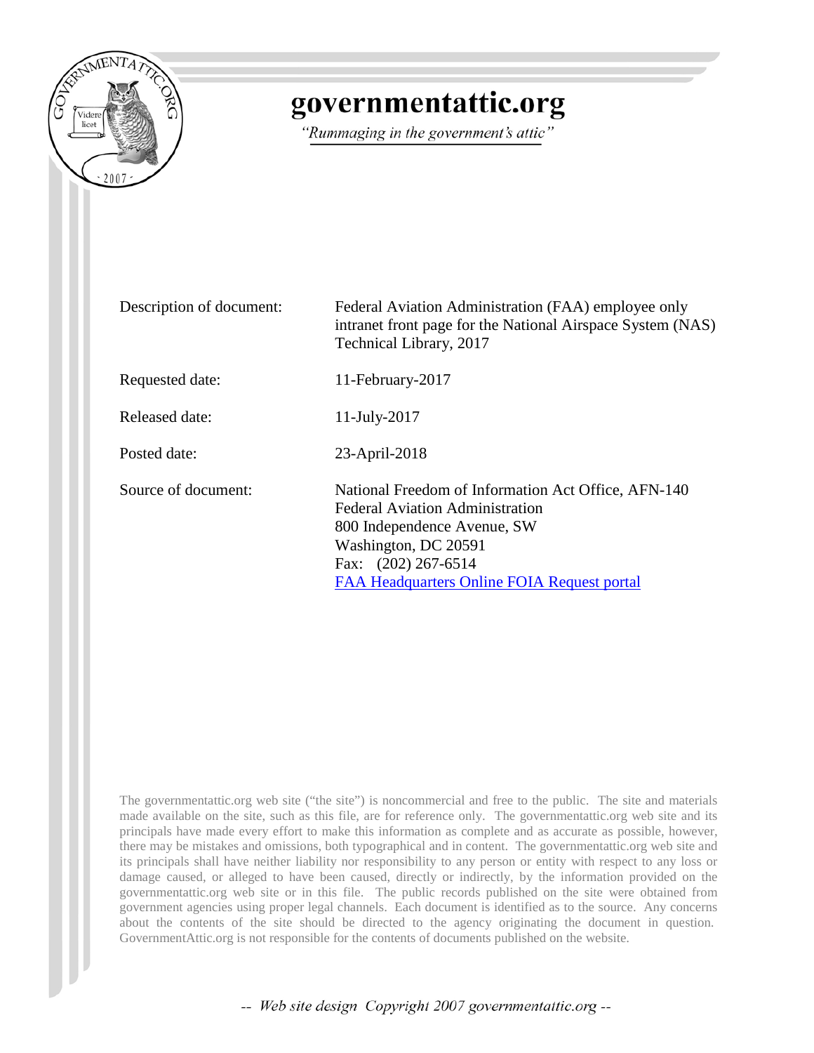# governmentattic.org

*"Rummaging in the government's attic"*

| | |
|---|---|
| Description of document: | Federal Aviation Administration (FAA) employee only intranet front page for the National Airspace System (NAS) Technical Library, 2017 |
| Requested date: | 11-February-2017 |
| Released date: | 11-July-2017 |
| Posted date: | 23-April-2018 |
| Source of document: | National Freedom of Information Act Office, AFN-140<br>Federal Aviation Administration<br>800 Independence Avenue, SW<br>Washington, DC 20591<br>Fax: (202) 267-6514<br>FAA Headquarters Online FOIA Request portal |

The governmentattic.org web site ("the site") is noncommercial and free to the public. The site and materials made available on the site, such as this file, are for reference only. The governmentattic.org web site and its principals have made every effort to make this information as complete and as accurate as possible, however, there may be mistakes and omissions, both typographical and in content. The governmentattic.org web site and its principals shall have neither liability nor responsibility to any person or entity with respect to any loss or damage caused, or alleged to have been caused, directly or indirectly, by the information provided on the governmentattic.org web site or in this file. The public records published on the site were obtained from government agencies using proper legal channels. Each document is identified as to the source. Any concerns about the contents of the site should be directed to the agency originating the document in question. GovernmentAttic.org is not responsible for the contents of documents published on the website.

*-- Web site design Copyright 2007 governmentattic.org --*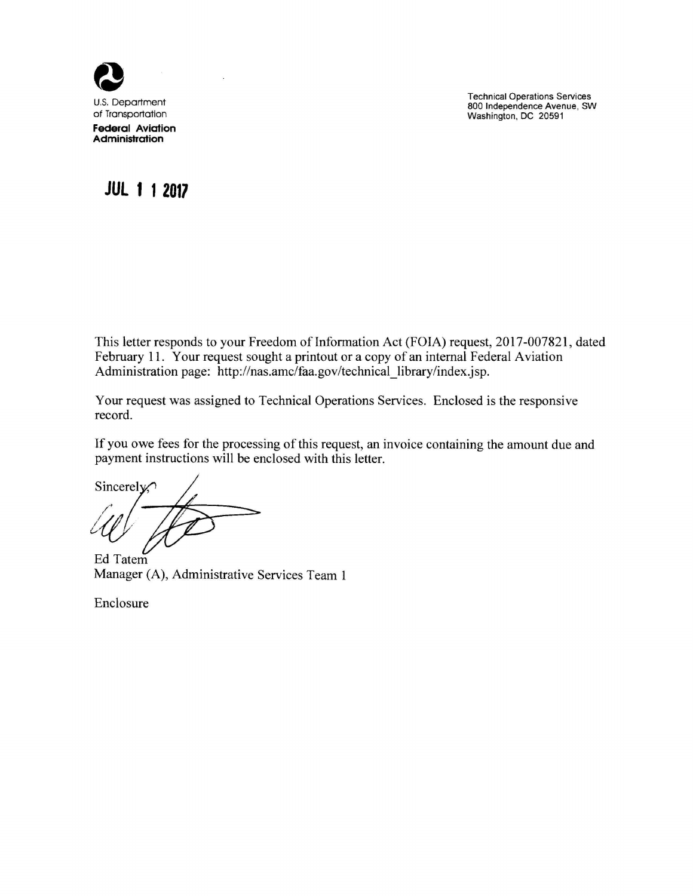U.S. Department of Transportation
**Federal Aviation Administration**

Technical Operations Services
800 Independence Avenue, SW
Washington, DC 20591

**JUL 1 1 2017**

This letter responds to your Freedom of Information Act (FOIA) request, 2017-007821, dated February 11. Your request sought a printout or a copy of an internal Federal Aviation Administration page: http://nas.amc/faa.gov/technical_library/index.jsp.

Your request was assigned to Technical Operations Services. Enclosed is the responsive record.

If you owe fees for the processing of this request, an invoice containing the amount due and payment instructions will be enclosed with this letter.

Sincerely,

Ed Tatem
Manager (A), Administrative Services Team 1

Enclosure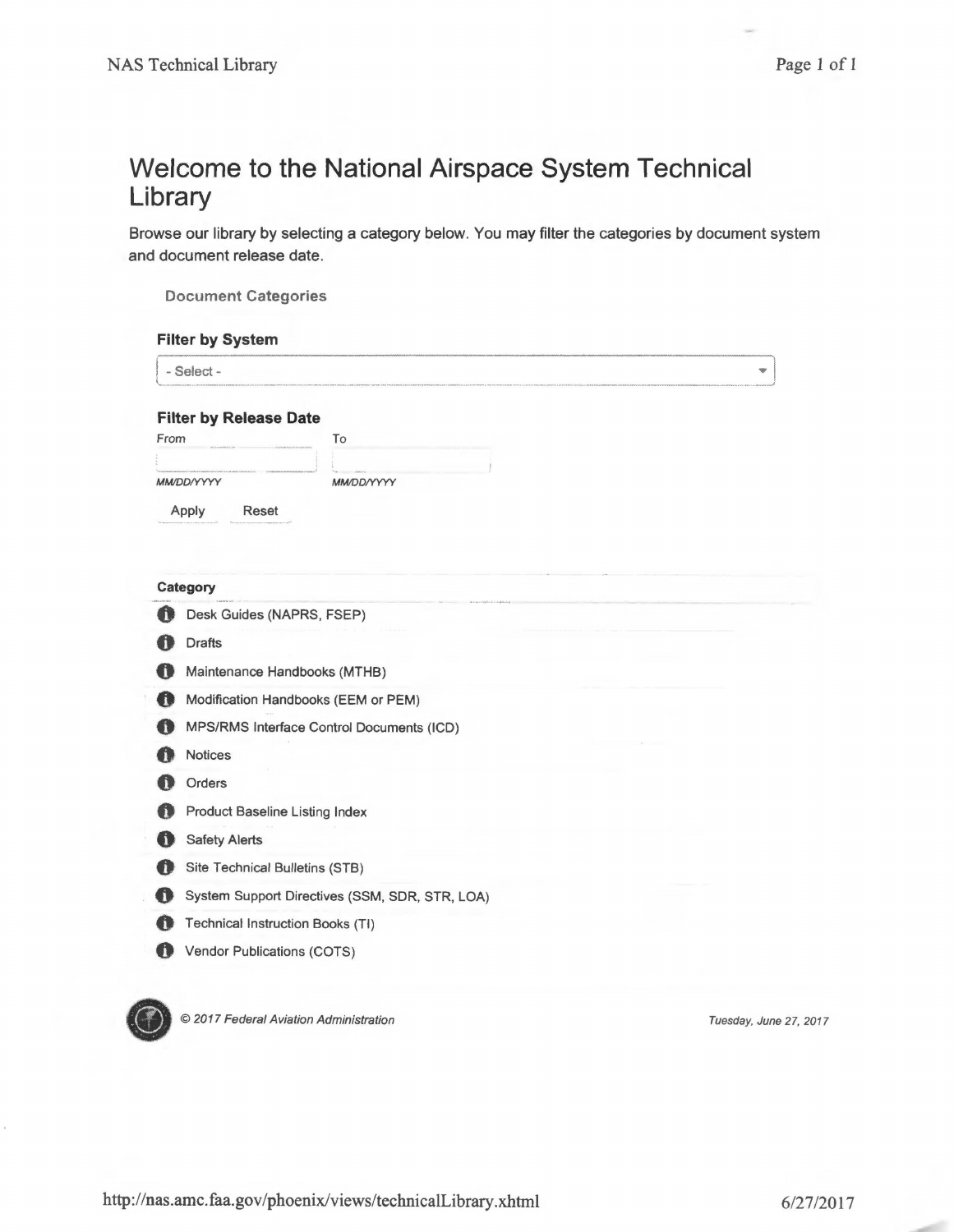# Welcome to the National Airspace System Technical Library

Browse our library by selecting a category below. You may filter the categories by document system and document release date.

Document Categories

**Filter by System**

- Select -

**Filter by Release Date**

From MM/DD/YYYY

To MM/DD/YYYY

Apply Reset

**Category**

- Desk Guides (NAPRS, FSEP)
- Drafts
- Maintenance Handbooks (MTHB)
- Modification Handbooks (EEM or PEM)
- MPS/RMS Interface Control Documents (ICD)
- Notices
- Orders
- Product Baseline Listing Index
- Safety Alerts
- Site Technical Bulletins (STB)
- System Support Directives (SSM, SDR, STR, LOA)
- Technical Instruction Books (TI)
- Vendor Publications (COTS)

*© 2017 Federal Aviation Administration*

*Tuesday, June 27, 2017*